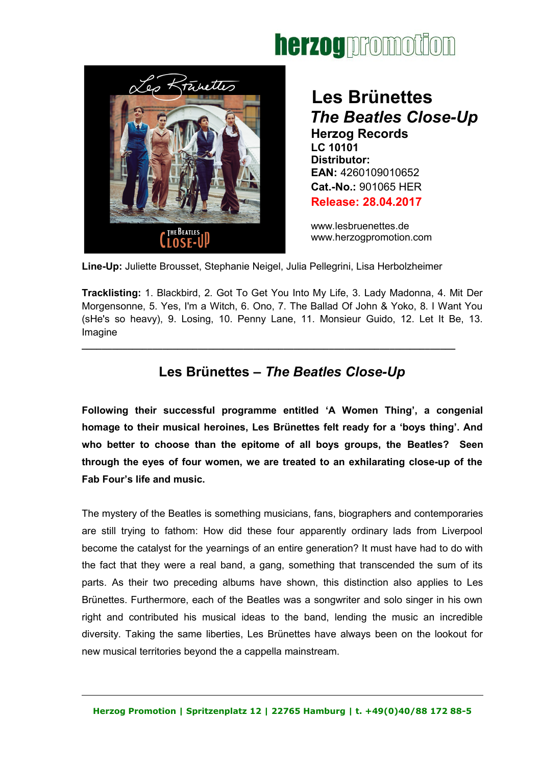herzogpromotion

# Les Brünettes

## *The Beatles Close-Up*

**Herzog Records**
**LC 10101**
**Distributor:**
**EAN:** 4260109010652
**Cat.-No.:** 901065 HER
**Release: 28.04.2017**

www.lesbruenettes.de
www.herzogpromotion.com

**Line-Up:** Juliette Brousset, Stephanie Neigel, Julia Pellegrini, Lisa Herbolzheimer

**Tracklisting:** 1. Blackbird, 2. Got To Get You Into My Life, 3. Lady Madonna, 4. Mit Der Morgensonne, 5. Yes, I'm a Witch, 6. Ono, 7. The Ballad Of John & Yoko, 8. I Want You (sHe's so heavy), 9. Losing, 10. Penny Lane, 11. Monsieur Guido, 12. Let It Be, 13. Imagine

---

## Les Brünettes – *The Beatles Close-Up*

**Following their successful programme entitled 'A Women Thing', a congenial homage to their musical heroines, Les Brünettes felt ready for a 'boys thing'. And who better to choose than the epitome of all boys groups, the Beatles? Seen through the eyes of four women, we are treated to an exhilarating close-up of the Fab Four's life and music.**

The mystery of the Beatles is something musicians, fans, biographers and contemporaries are still trying to fathom: How did these four apparently ordinary lads from Liverpool become the catalyst for the yearnings of an entire generation? It must have had to do with the fact that they were a real band, a gang, something that transcended the sum of its parts. As their two preceding albums have shown, this distinction also applies to Les Brünettes. Furthermore, each of the Beatles was a songwriter and solo singer in his own right and contributed his musical ideas to the band, lending the music an incredible diversity. Taking the same liberties, Les Brünettes have always been on the lookout for new musical territories beyond the a cappella mainstream.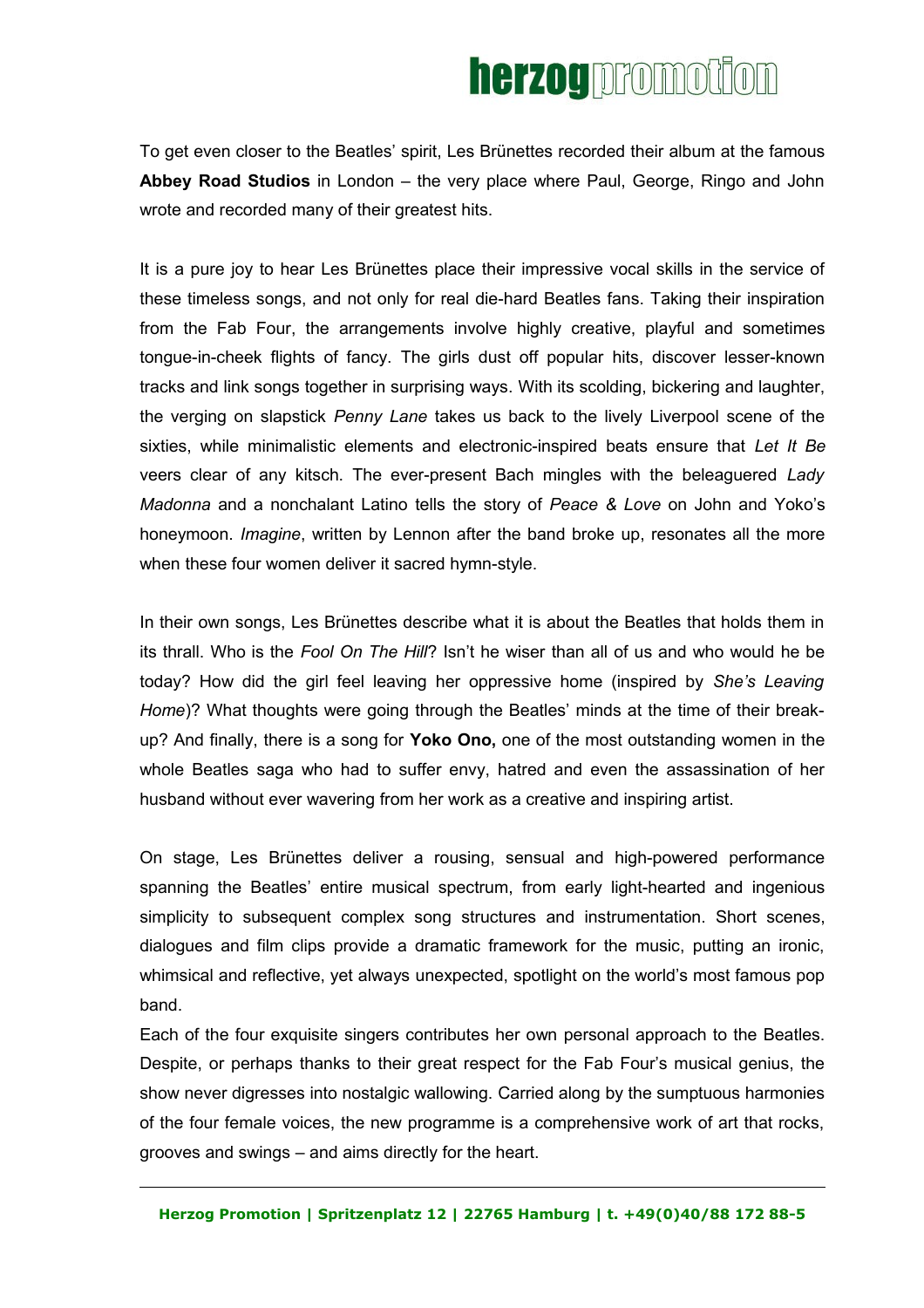To get even closer to the Beatles' spirit, Les Brünettes recorded their album at the famous **Abbey Road Studios** in London – the very place where Paul, George, Ringo and John wrote and recorded many of their greatest hits.

It is a pure joy to hear Les Brünettes place their impressive vocal skills in the service of these timeless songs, and not only for real die-hard Beatles fans. Taking their inspiration from the Fab Four, the arrangements involve highly creative, playful and sometimes tongue-in-cheek flights of fancy. The girls dust off popular hits, discover lesser-known tracks and link songs together in surprising ways. With its scolding, bickering and laughter, the verging on slapstick *Penny Lane* takes us back to the lively Liverpool scene of the sixties, while minimalistic elements and electronic-inspired beats ensure that *Let It Be* veers clear of any kitsch. The ever-present Bach mingles with the beleaguered *Lady Madonna* and a nonchalant Latino tells the story of *Peace & Love* on John and Yoko's honeymoon. *Imagine*, written by Lennon after the band broke up, resonates all the more when these four women deliver it sacred hymn-style.

In their own songs, Les Brünettes describe what it is about the Beatles that holds them in its thrall. Who is the *Fool On The Hill*? Isn't he wiser than all of us and who would he be today? How did the girl feel leaving her oppressive home (inspired by *She's Leaving Home*)? What thoughts were going through the Beatles' minds at the time of their break-up? And finally, there is a song for **Yoko Ono,** one of the most outstanding women in the whole Beatles saga who had to suffer envy, hatred and even the assassination of her husband without ever wavering from her work as a creative and inspiring artist.

On stage, Les Brünettes deliver a rousing, sensual and high-powered performance spanning the Beatles' entire musical spectrum, from early light-hearted and ingenious simplicity to subsequent complex song structures and instrumentation. Short scenes, dialogues and film clips provide a dramatic framework for the music, putting an ironic, whimsical and reflective, yet always unexpected, spotlight on the world's most famous pop band.

Each of the four exquisite singers contributes her own personal approach to the Beatles. Despite, or perhaps thanks to their great respect for the Fab Four's musical genius, the show never digresses into nostalgic wallowing. Carried along by the sumptuous harmonies of the four female voices, the new programme is a comprehensive work of art that rocks, grooves and swings – and aims directly for the heart.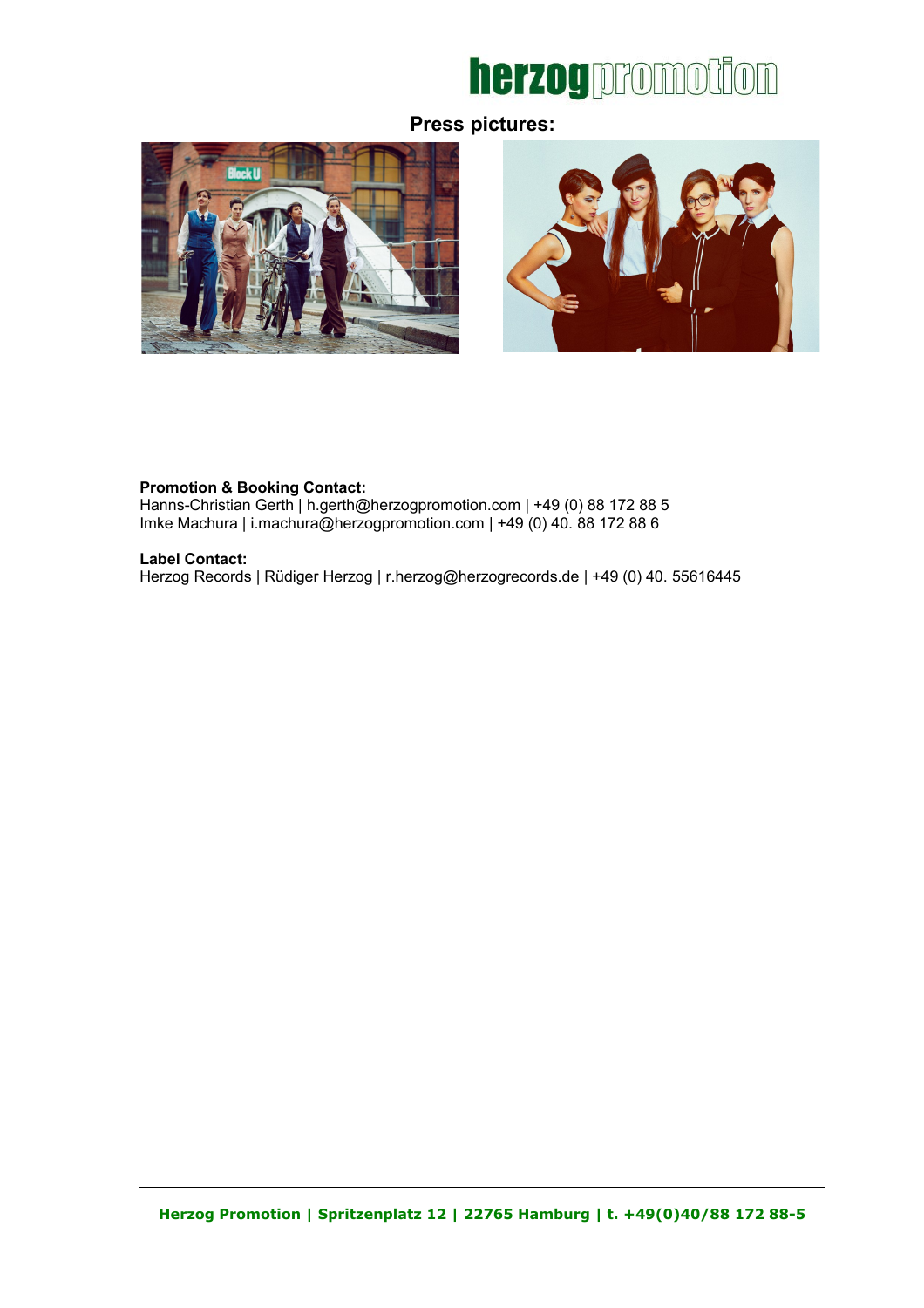**Press pictures:**

**Promotion & Booking Contact:**
Hanns-Christian Gerth | h.gerth@herzogpromotion.com | +49 (0) 88 172 88 5
Imke Machura | i.machura@herzogpromotion.com | +49 (0) 40. 88 172 88 6

**Label Contact:**
Herzog Records | Rüdiger Herzog | r.herzog@herzogrecords.de | +49 (0) 40. 55616445